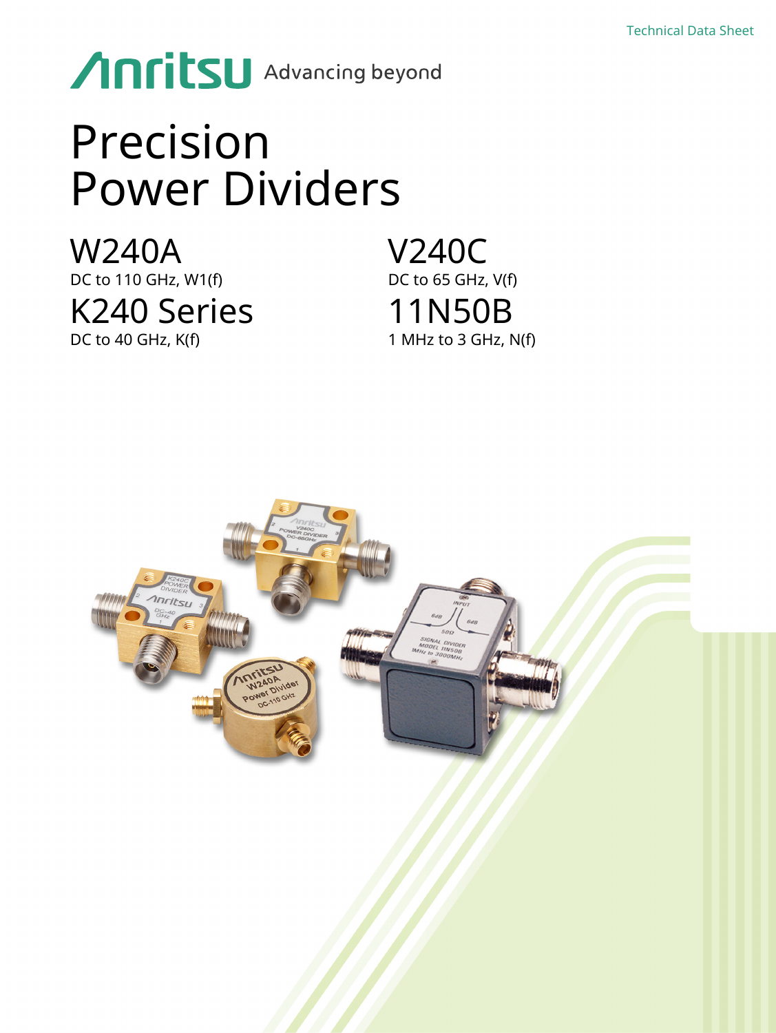Technical Data Sheet

Anritsu Advancing beyond

# Precision Power Dividers

## W240A

DC to 110 GHz, W1(f)

## K240 Series

DC to 40 GHz, K(f)

## V240C

DC to 65 GHz, V(f)

## 11N50B

1 MHz to 3 GHz, N(f)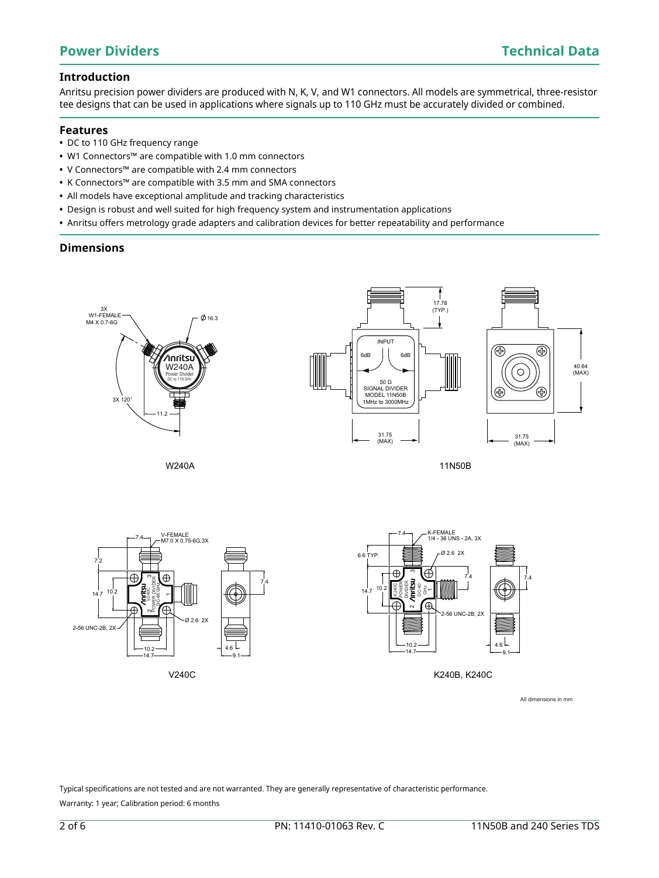## Power Dividers

## Technical Data

### Introduction

Anritsu precision power dividers are produced with N, K, V, and W1 connectors. All models are symmetrical, three-resistor tee designs that can be used in applications where signals up to 110 GHz must be accurately divided or combined.

### Features

- DC to 110 GHz frequency range
- W1 Connectors™ are compatible with 1.0 mm connectors
- V Connectors™ are compatible with 2.4 mm connectors
- K Connectors™ are compatible with 3.5 mm and SMA connectors
- All models have exceptional amplitude and tracking characteristics
- Design is robust and well suited for high frequency system and instrumentation applications
- Anritsu offers metrology grade adapters and calibration devices for better repeatability and performance

### Dimensions

W240A

11N50B

V240C

K240B, K240C

All dimensions in mm

Typical specifications are not tested and are not warranted. They are generally representative of characteristic performance.

Warranty: 1 year; Calibration period: 6 months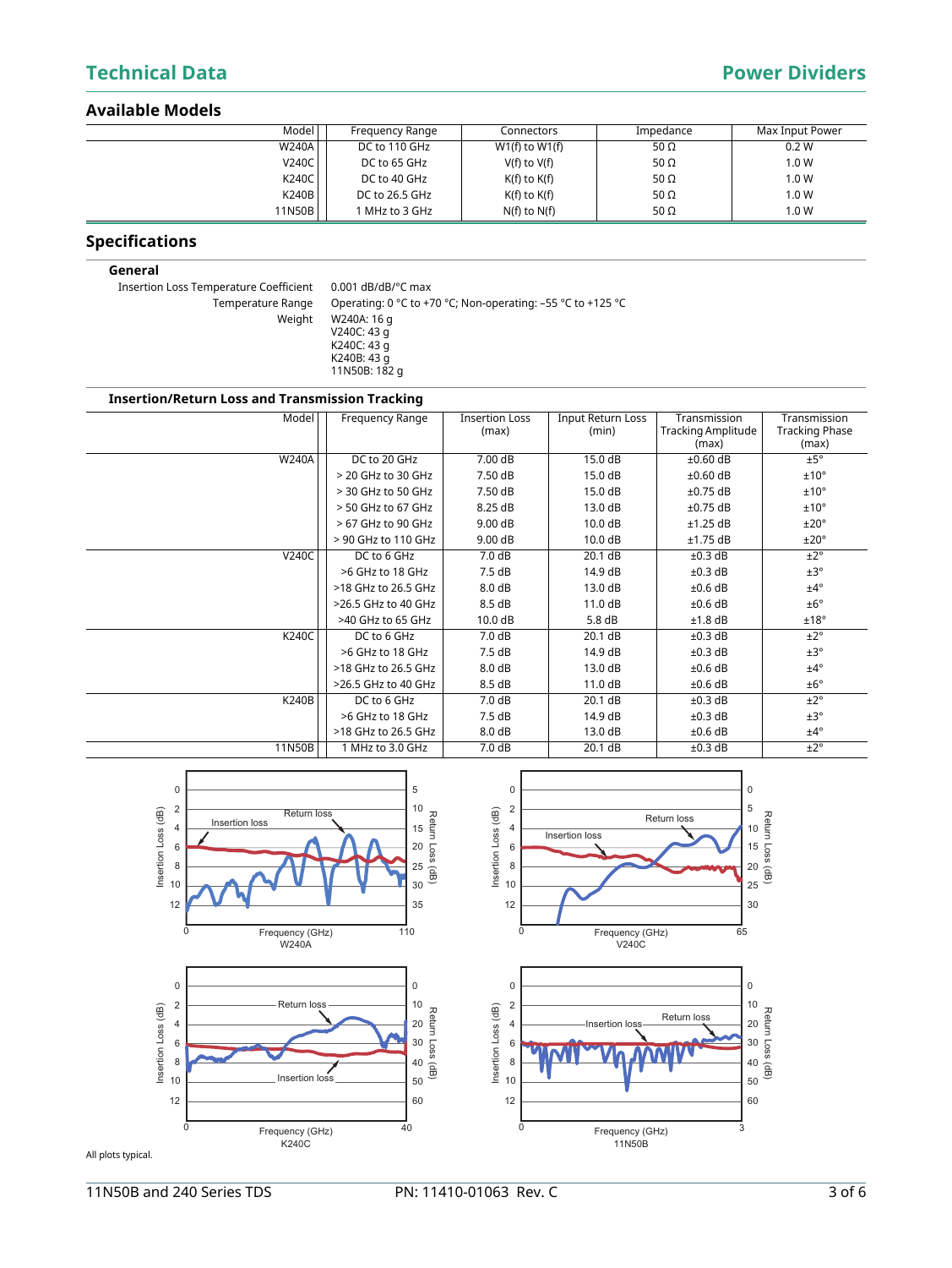## Available Models

| Model | Frequency Range | Connectors | Impedance | Max Input Power |
|---|---|---|---|---|
| W240A | DC to 110 GHz | W1(f) to W1(f) | 50 Ω | 0.2 W |
| V240C | DC to 65 GHz | V(f) to V(f) | 50 Ω | 1.0 W |
| K240C | DC to 40 GHz | K(f) to K(f) | 50 Ω | 1.0 W |
| K240B | DC to 26.5 GHz | K(f) to K(f) | 50 Ω | 1.0 W |
| 11N50B | 1 MHz to 3 GHz | N(f) to N(f) | 50 Ω | 1.0 W |

## Specifications

### General

| | |
|---|---|
| Insertion Loss Temperature Coefficient | 0.001 dB/dB/°C max |
| Temperature Range | Operating: 0 °C to +70 °C; Non-operating: –55 °C to +125 °C |
| Weight | W240A: 16 g<br>V240C: 43 g<br>K240C: 43 g<br>K240B: 43 g<br>11N50B: 182 g |

### Insertion/Return Loss and Transmission Tracking

| Model | Frequency Range | Insertion Loss (max) | Input Return Loss (min) | Transmission Tracking Amplitude (max) | Transmission Tracking Phase (max) |
|---|---|---|---|---|---|
| W240A | DC to 20 GHz | 7.00 dB | 15.0 dB | ±0.60 dB | ±5° |
| | > 20 GHz to 30 GHz | 7.50 dB | 15.0 dB | ±0.60 dB | ±10° |
| | > 30 GHz to 50 GHz | 7.50 dB | 15.0 dB | ±0.75 dB | ±10° |
| | > 50 GHz to 67 GHz | 8.25 dB | 13.0 dB | ±0.75 dB | ±10° |
| | > 67 GHz to 90 GHz | 9.00 dB | 10.0 dB | ±1.25 dB | ±20° |
| | > 90 GHz to 110 GHz | 9.00 dB | 10.0 dB | ±1.75 dB | ±20° |
| V240C | DC to 6 GHz | 7.0 dB | 20.1 dB | ±0.3 dB | ±2° |
| | >6 GHz to 18 GHz | 7.5 dB | 14.9 dB | ±0.3 dB | ±3° |
| | >18 GHz to 26.5 GHz | 8.0 dB | 13.0 dB | ±0.6 dB | ±4° |
| | >26.5 GHz to 40 GHz | 8.5 dB | 11.0 dB | ±0.6 dB | ±6° |
| | >40 GHz to 65 GHz | 10.0 dB | 5.8 dB | ±1.8 dB | ±18° |
| K240C | DC to 6 GHz | 7.0 dB | 20.1 dB | ±0.3 dB | ±2° |
| | >6 GHz to 18 GHz | 7.5 dB | 14.9 dB | ±0.3 dB | ±3° |
| | >18 GHz to 26.5 GHz | 8.0 dB | 13.0 dB | ±0.6 dB | ±4° |
| | >26.5 GHz to 40 GHz | 8.5 dB | 11.0 dB | ±0.6 dB | ±6° |
| K240B | DC to 6 GHz | 7.0 dB | 20.1 dB | ±0.3 dB | ±2° |
| | >6 GHz to 18 GHz | 7.5 dB | 14.9 dB | ±0.3 dB | ±3° |
| | >18 GHz to 26.5 GHz | 8.0 dB | 13.0 dB | ±0.6 dB | ±4° |
| 11N50B | 1 MHz to 3.0 GHz | 7.0 dB | 20.1 dB | ±0.3 dB | ±2° |

W240A

V240C

K240C

11N50B

All plots typical.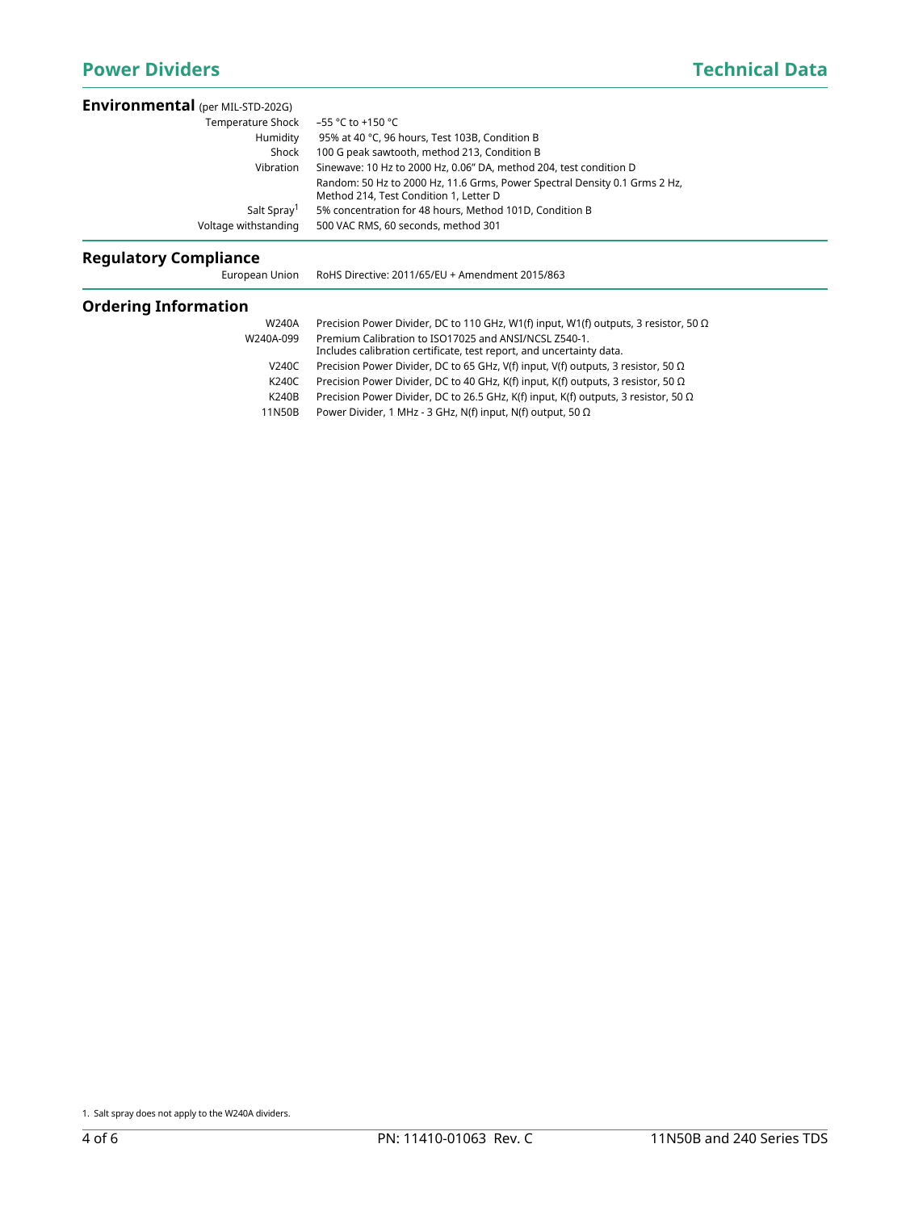## Environmental (per MIL-STD-202G)

| | |
|---|---|
| Temperature Shock | –55 °C to +150 °C |
| Humidity | 95% at 40 °C, 96 hours, Test 103B, Condition B |
| Shock | 100 G peak sawtooth, method 213, Condition B |
| Vibration | Sinewave: 10 Hz to 2000 Hz, 0.06" DA, method 204, test condition D |
| | Random: 50 Hz to 2000 Hz, 11.6 Grms, Power Spectral Density 0.1 Grms 2 Hz, Method 214, Test Condition 1, Letter D |
| Salt Spray[1] | 5% concentration for 48 hours, Method 101D, Condition B |
| Voltage withstanding | 500 VAC RMS, 60 seconds, method 301 |

## Regulatory Compliance

| | |
|---|---|
| European Union | RoHS Directive: 2011/65/EU + Amendment 2015/863 |

## Ordering Information

| | |
|---|---|
| W240A | Precision Power Divider, DC to 110 GHz, W1(f) input, W1(f) outputs, 3 resistor, 50 Ω |
| W240A-099 | Premium Calibration to ISO17025 and ANSI/NCSL Z540-1. Includes calibration certificate, test report, and uncertainty data. |
| V240C | Precision Power Divider, DC to 65 GHz, V(f) input, V(f) outputs, 3 resistor, 50 Ω |
| K240C | Precision Power Divider, DC to 40 GHz, K(f) input, K(f) outputs, 3 resistor, 50 Ω |
| K240B | Precision Power Divider, DC to 26.5 GHz, K(f) input, K(f) outputs, 3 resistor, 50 Ω |
| 11N50B | Power Divider, 1 MHz - 3 GHz, N(f) input, N(f) output, 50 Ω |

1. Salt spray does not apply to the W240A dividers.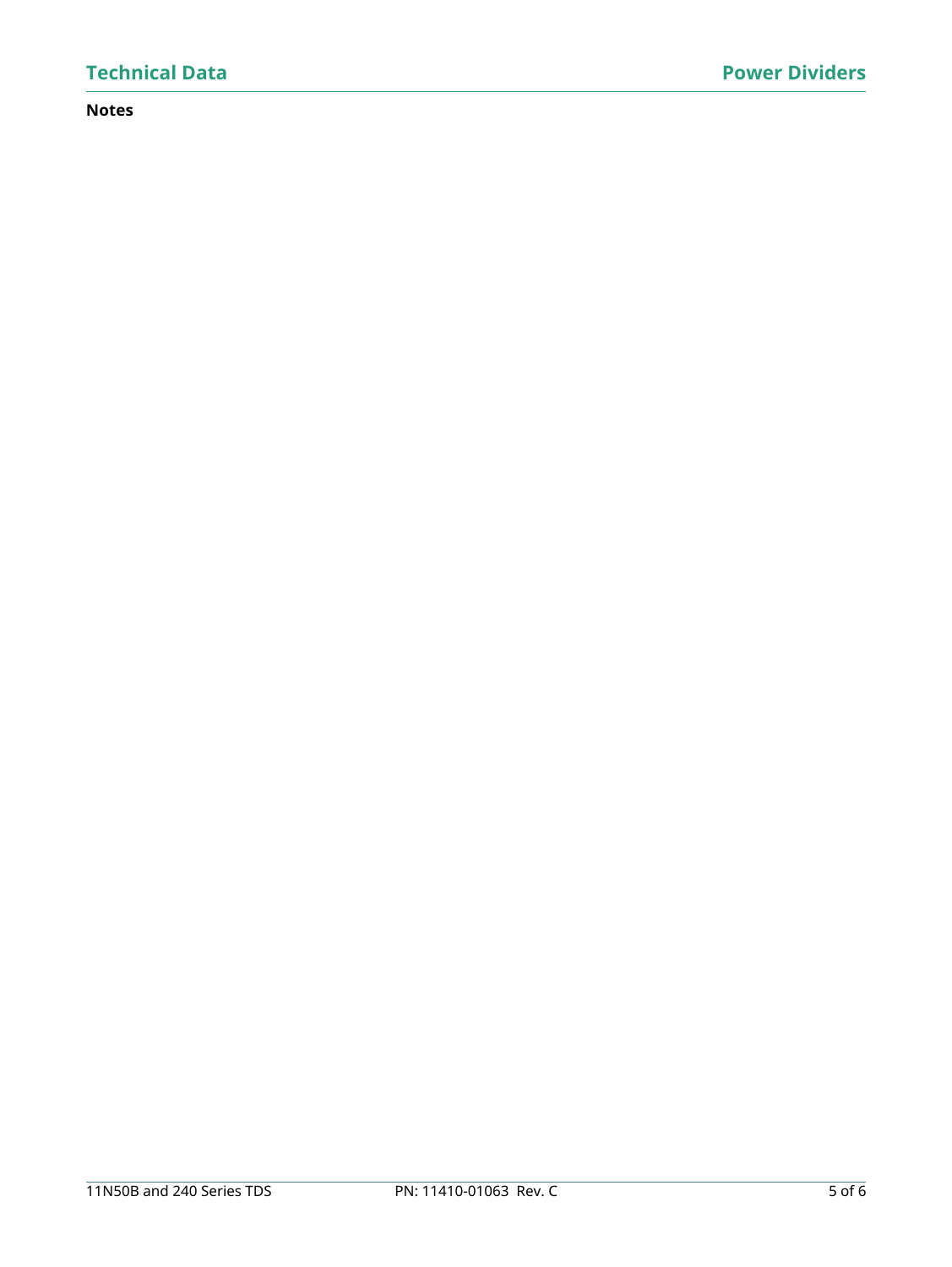**Notes**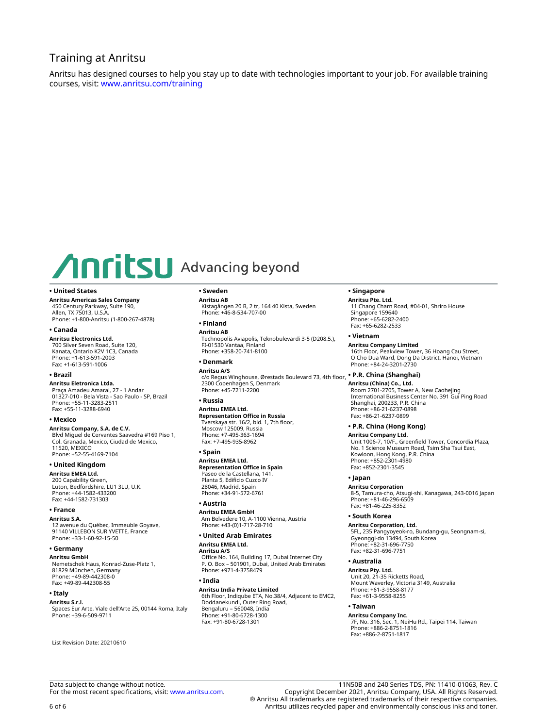## Training at Anritsu

Anritsu has designed courses to help you stay up to date with technologies important to your job. For available training courses, visit: www.anritsu.com/training

Anritsu Advancing beyond

**• United States**

**Anritsu Americas Sales Company**
450 Century Parkway, Suite 190,
Allen, TX 75013, U.S.A.
Phone: +1-800-Anritsu (1-800-267-4878)

**• Canada**

**Anritsu Electronics Ltd.**
700 Silver Seven Road, Suite 120,
Kanata, Ontario K2V 1C3, Canada
Phone: +1-613-591-2003
Fax: +1-613-591-1006

**• Brazil**

**Anritsu Eletronica Ltda.**
Praça Amadeu Amaral, 27 - 1 Andar
01327-010 - Bela Vista - Sao Paulo - SP, Brazil
Phone: +55-11-3283-2511
Fax: +55-11-3288-6940

**• Mexico**

**Anritsu Company, S.A. de C.V.**
Blvd Miguel de Cervantes Saavedra #169 Piso 1,
Col. Granada, Mexico, Ciudad de Mexico,
11520, MEXICO
Phone: +52-55-4169-7104

**• United Kingdom**

**Anritsu EMEA Ltd.**
200 Capability Green,
Luton, Bedfordshire, LU1 3LU, U.K.
Phone: +44-1582-433200
Fax: +44-1582-731303

**• France**

**Anritsu S.A.**
12 avenue du Québec, Immeuble Goyave,
91140 VILLEBON SUR YVETTE, France
Phone: +33-1-60-92-15-50

**• Germany**

**Anritsu GmbH**
Nemetschek Haus, Konrad-Zuse-Platz 1,
81829 München, Germany
Phone: +49-89-442308-0
Fax: +49-89-442308-55

**• Italy**

**Anritsu S.r.l.**
Spaces Eur Arte, Viale dell'Arte 25, 00144 Roma, Italy
Phone: +39-6-509-9711

**• Sweden**

**Anritsu AB**
Kistagången 20 B, 2 tr, 164 40 Kista, Sweden
Phone: +46-8-534-707-00

**• Finland**

**Anritsu AB**
Technopolis Aviapolis, Teknobulevardi 3-5 (D208.5.),
FI-01530 Vantaa, Finland
Phone: +358-20-741-8100

**• Denmark**

**Anritsu A/S**
c/o Regus Winghouse, Ørestads Boulevard 73, 4th floor,
2300 Copenhagen S, Denmark
Phone: +45-7211-2200

**• Russia**

**Anritsu EMEA Ltd.**
**Representation Office in Russia**
Tverskaya str. 16/2, bld. 1, 7th floor,
Moscow 125009, Russia
Phone: +7-495-363-1694
Fax: +7-495-935-8962

**• Spain**

**Anritsu EMEA Ltd.**
**Representation Office in Spain**
Paseo de la Castellana, 141.
Planta 5, Edificio Cuzco IV
28046, Madrid, Spain
Phone: +34-91-572-6761

**• Austria**

**Anritsu EMEA GmbH**
Am Belvedere 10, A-1100 Vienna, Austria
Phone: +43-(0)1-717-28-710

**• United Arab Emirates**

**Anritsu EMEA Ltd.**
**Anritsu A/S**
Office No. 164, Building 17, Dubai Internet City
P. O. Box – 501901, Dubai, United Arab Emirates
Phone: +971-4-3758479

**• India**

**Anritsu India Private Limited**
6th Floor, Indiqube ETA, No.38/4, Adjacent to EMC2,
Doddanekundi, Outer Ring Road,
Bengaluru – 560048, India
Phone: +91-80-6728-1300
Fax: +91-80-6728-1301

**• Singapore**

**Anritsu Pte. Ltd.**
11 Chang Charn Road, #04-01, Shriro House
Singapore 159640
Phone: +65-6282-2400
Fax: +65-6282-2533

**• Vietnam**

**Anritsu Company Limited**
16th Floor, Peakview Tower, 36 Hoang Cau Street,
O Cho Dua Ward, Dong Da District, Hanoi, Vietnam
Phone: +84-24-3201-2730

**• P.R. China (Shanghai)**

**Anritsu (China) Co., Ltd.**
Room 2701-2705, Tower A, New Caohejing
International Business Center No. 391 Gui Ping Road
Shanghai, 200233, P.R. China
Phone: +86-21-6237-0898
Fax: +86-21-6237-0899

**• P.R. China (Hong Kong)**

**Anritsu Company Ltd.**
Unit 1006-7, 10/F., Greenfield Tower, Concordia Plaza,
No. 1 Science Museum Road, Tsim Sha Tsui East,
Kowloon, Hong Kong, P.R. China
Phone: +852-2301-4980
Fax: +852-2301-3545

**• Japan**

**Anritsu Corporation**
8-5, Tamura-cho, Atsugi-shi, Kanagawa, 243-0016 Japan
Phone: +81-46-296-6509
Fax: +81-46-225-8352

**• South Korea**

**Anritsu Corporation, Ltd.**
5FL, 235 Pangyoyeok-ro, Bundang-gu, Seongnam-si,
Gyeonggi-do 13494, South Korea
Phone: +82-31-696-7750
Fax: +82-31-696-7751

**• Australia**

**Anritsu Pty. Ltd.**
Unit 20, 21-35 Ricketts Road,
Mount Waverley, Victoria 3149, Australia
Phone: +61-3-9558-8177
Fax: +61-3-9558-8255

**• Taiwan**

**Anritsu Company Inc.**
7F, No. 316, Sec. 1, NeiHu Rd., Taipei 114, Taiwan
Phone: +886-2-8751-1816
Fax: +886-2-8751-1817

List Revision Date: 20210610

Data subject to change without notice.
For the most recent specifications, visit: www.anritsu.com.

11N50B and 240 Series TDS, PN: 11410-01063, Rev. C
Copyright December 2021, Anritsu Company, USA. All Rights Reserved.
® Anritsu All trademarks are registered trademarks of their respective companies.
Anritsu utilizes recycled paper and environmentally conscious inks and toner.